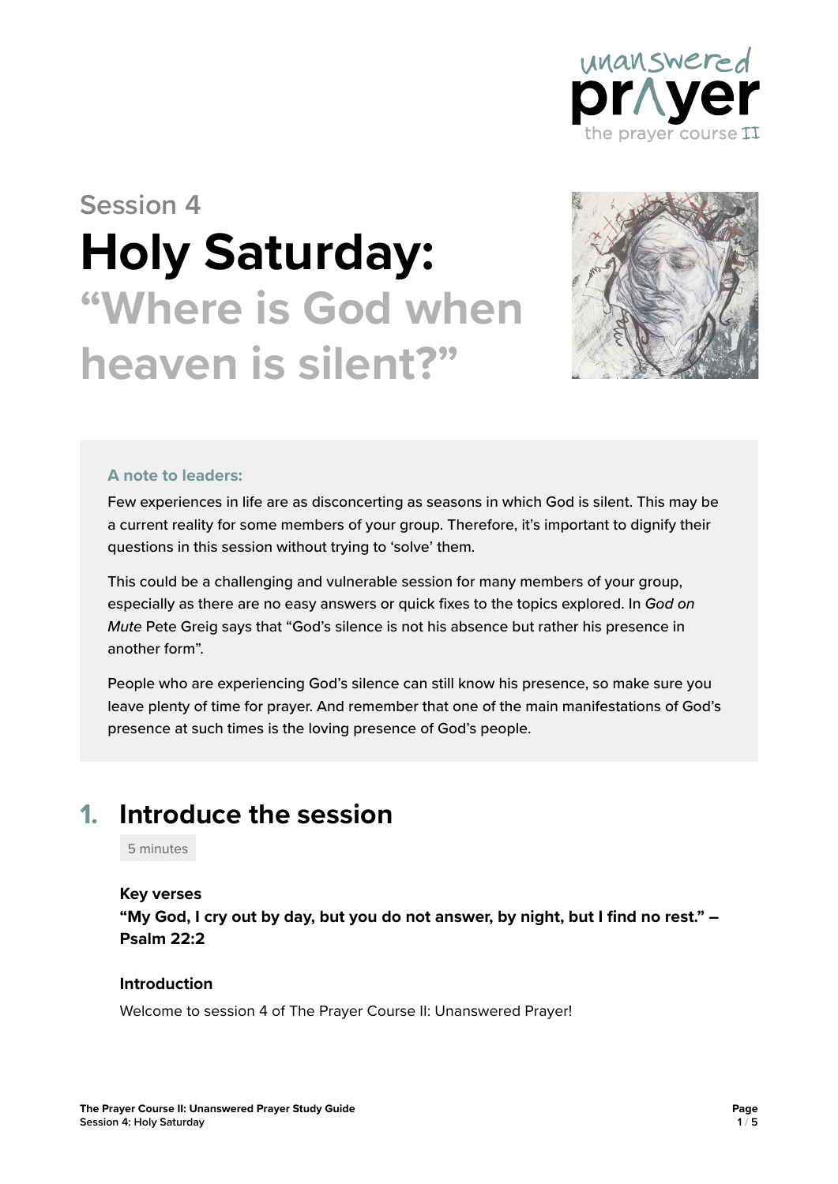unanswered prayer
the prayer course II

Session 4

# Holy Saturday: "Where is God when heaven is silent?"

**A note to leaders:**

Few experiences in life are as disconcerting as seasons in which God is silent. This may be a current reality for some members of your group. Therefore, it's important to dignify their questions in this session without trying to 'solve' them.

This could be a challenging and vulnerable session for many members of your group, especially as there are no easy answers or quick fixes to the topics explored. In *God on Mute* Pete Greig says that "God's silence is not his absence but rather his presence in another form".

People who are experiencing God's silence can still know his presence, so make sure you leave plenty of time for prayer. And remember that one of the main manifestations of God's presence at such times is the loving presence of God's people.

## 1. Introduce the session

5 minutes

### Key verses

**"My God, I cry out by day, but you do not answer, by night, but I find no rest." – Psalm 22:2**

### Introduction

Welcome to session 4 of The Prayer Course II: Unanswered Prayer!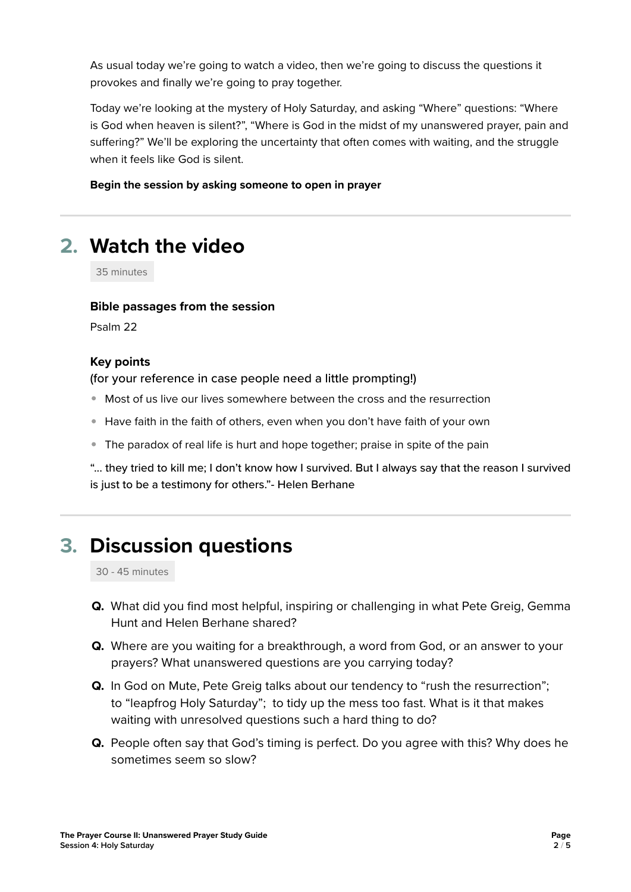As usual today we're going to watch a video, then we're going to discuss the questions it provokes and finally we're going to pray together.

Today we're looking at the mystery of Holy Saturday, and asking "Where" questions: "Where is God when heaven is silent?", "Where is God in the midst of my unanswered prayer, pain and suffering?" We'll be exploring the uncertainty that often comes with waiting, and the struggle when it feels like God is silent.

**Begin the session by asking someone to open in prayer**

## 2. Watch the video

35 minutes

**Bible passages from the session**

Psalm 22

**Key points**

(for your reference in case people need a little prompting!)

- Most of us live our lives somewhere between the cross and the resurrection
- Have faith in the faith of others, even when you don't have faith of your own
- The paradox of real life is hurt and hope together; praise in spite of the pain

"... they tried to kill me; I don't know how I survived. But I always say that the reason I survived is just to be a testimony for others."- Helen Berhane

## 3. Discussion questions

30 - 45 minutes

**Q.** What did you find most helpful, inspiring or challenging in what Pete Greig, Gemma Hunt and Helen Berhane shared?

**Q.** Where are you waiting for a breakthrough, a word from God, or an answer to your prayers? What unanswered questions are you carrying today?

**Q.** In God on Mute, Pete Greig talks about our tendency to "rush the resurrection"; to "leapfrog Holy Saturday"; to tidy up the mess too fast. What is it that makes waiting with unresolved questions such a hard thing to do?

**Q.** People often say that God's timing is perfect. Do you agree with this? Why does he sometimes seem so slow?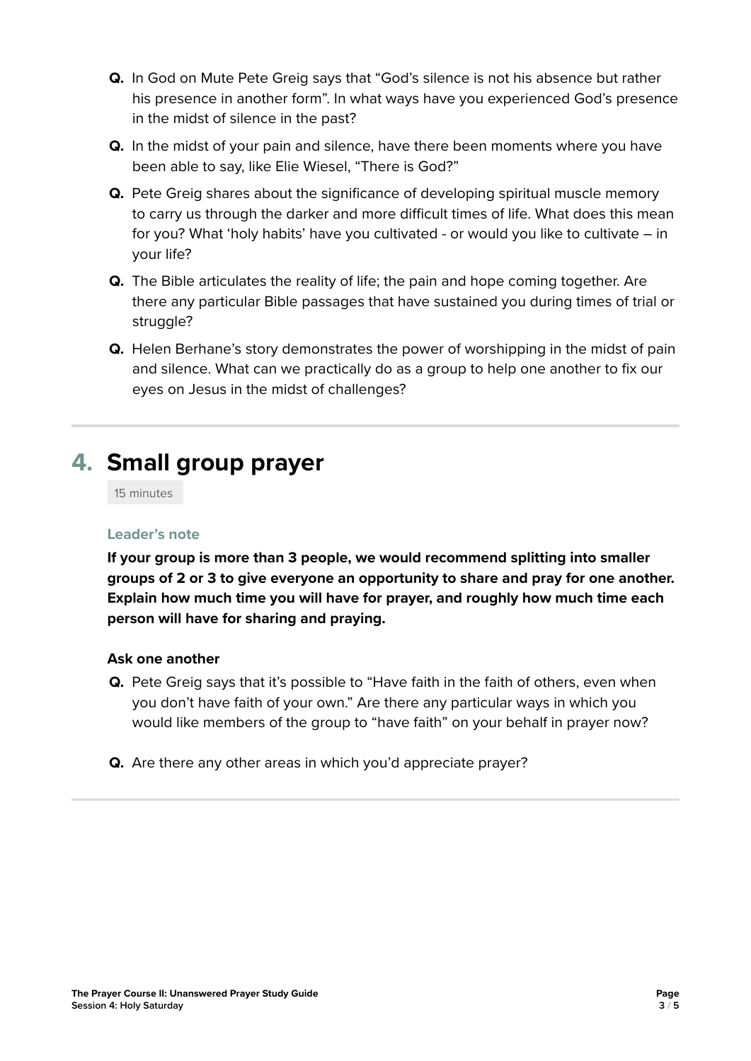**Q.** In God on Mute Pete Greig says that "God's silence is not his absence but rather his presence in another form". In what ways have you experienced God's presence in the midst of silence in the past?

**Q.** In the midst of your pain and silence, have there been moments where you have been able to say, like Elie Wiesel, "There is God?"

**Q.** Pete Greig shares about the significance of developing spiritual muscle memory to carry us through the darker and more difficult times of life. What does this mean for you? What 'holy habits' have you cultivated - or would you like to cultivate – in your life?

**Q.** The Bible articulates the reality of life; the pain and hope coming together. Are there any particular Bible passages that have sustained you during times of trial or struggle?

**Q.** Helen Berhane's story demonstrates the power of worshipping in the midst of pain and silence. What can we practically do as a group to help one another to fix our eyes on Jesus in the midst of challenges?

---

## 4. Small group prayer

15 minutes

### Leader's note

**If your group is more than 3 people, we would recommend splitting into smaller groups of 2 or 3 to give everyone an opportunity to share and pray for one another. Explain how much time you will have for prayer, and roughly how much time each person will have for sharing and praying.**

**Ask one another**

**Q.** Pete Greig says that it's possible to "Have faith in the faith of others, even when you don't have faith of your own." Are there any particular ways in which you would like members of the group to "have faith" on your behalf in prayer now?

**Q.** Are there any other areas in which you'd appreciate prayer?

---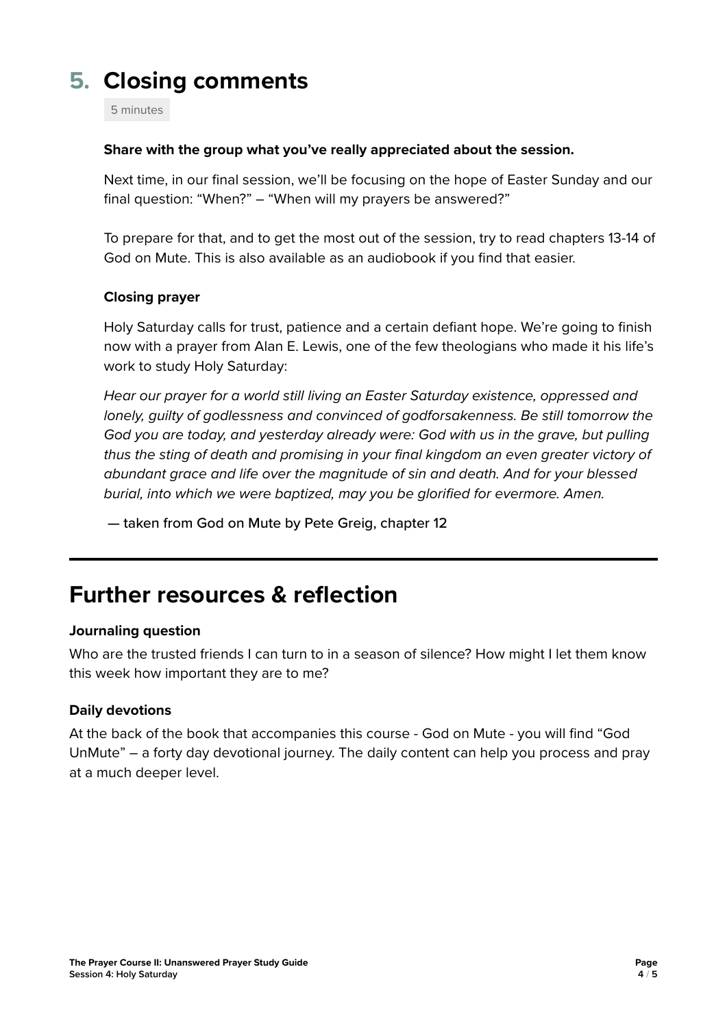## 5. Closing comments

5 minutes

**Share with the group what you've really appreciated about the session.**

Next time, in our final session, we'll be focusing on the hope of Easter Sunday and our final question: "When?" – "When will my prayers be answered?"

To prepare for that, and to get the most out of the session, try to read chapters 13-14 of God on Mute. This is also available as an audiobook if you find that easier.

**Closing prayer**

Holy Saturday calls for trust, patience and a certain defiant hope. We're going to finish now with a prayer from Alan E. Lewis, one of the few theologians who made it his life's work to study Holy Saturday:

*Hear our prayer for a world still living an Easter Saturday existence, oppressed and lonely, guilty of godlessness and convinced of godforsakenness. Be still tomorrow the God you are today, and yesterday already were: God with us in the grave, but pulling thus the sting of death and promising in your final kingdom an even greater victory of abundant grace and life over the magnitude of sin and death. And for your blessed burial, into which we were baptized, may you be glorified for evermore. Amen.*

— taken from God on Mute by Pete Greig, chapter 12

---

# Further resources & reflection

**Journaling question**

Who are the trusted friends I can turn to in a season of silence? How might I let them know this week how important they are to me?

**Daily devotions**

At the back of the book that accompanies this course - God on Mute - you will find "God UnMute" – a forty day devotional journey. The daily content can help you process and pray at a much deeper level.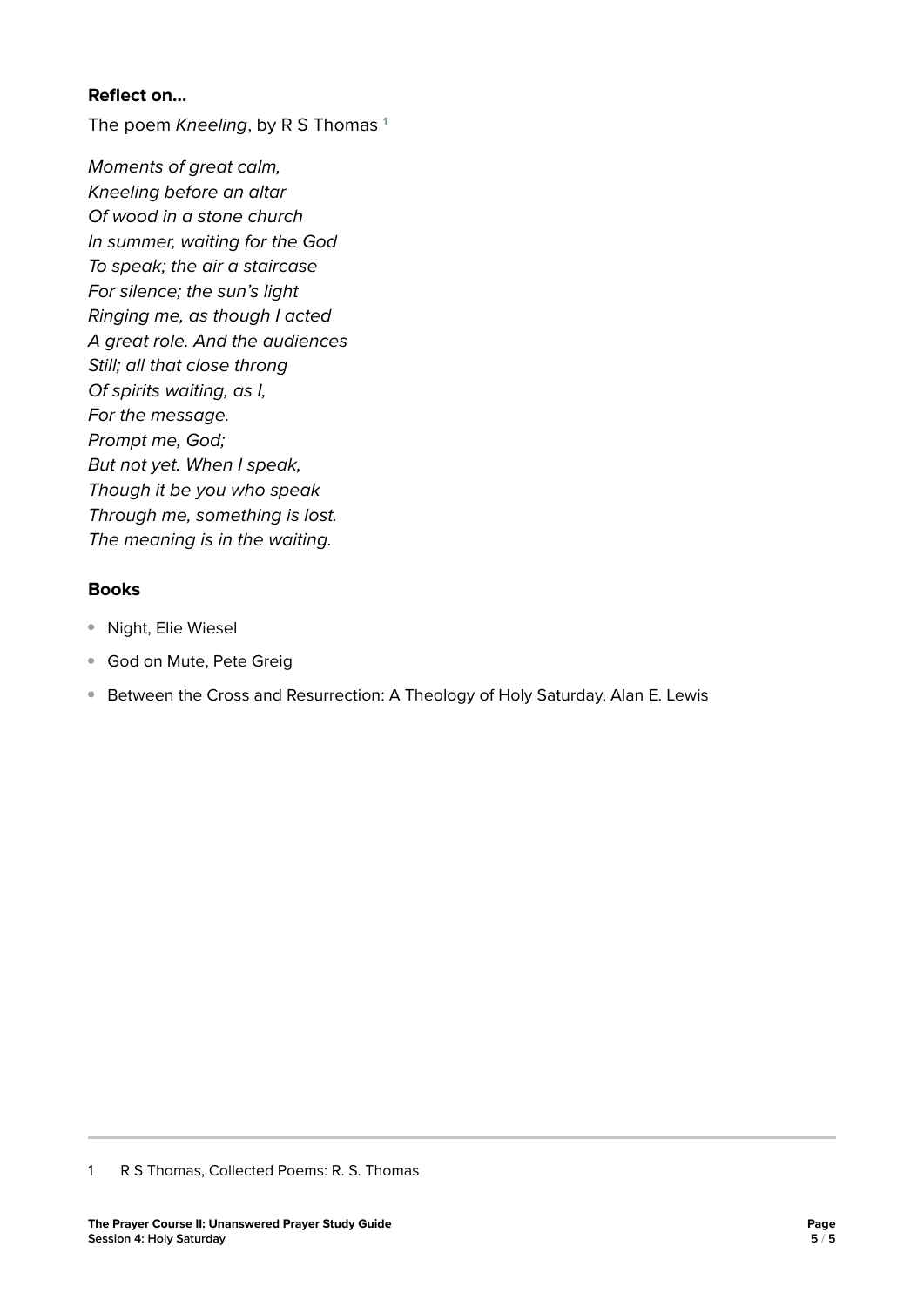**Reflect on...**

The poem *Kneeling*, by R S Thomas [1]

*Moments of great calm,*
*Kneeling before an altar*
*Of wood in a stone church*
*In summer, waiting for the God*
*To speak; the air a staircase*
*For silence; the sun's light*
*Ringing me, as though I acted*
*A great role. And the audiences*
*Still; all that close throng*
*Of spirits waiting, as I,*
*For the message.*
*Prompt me, God;*
*But not yet. When I speak,*
*Though it be you who speak*
*Through me, something is lost.*
*The meaning is in the waiting.*

**Books**

- Night, Elie Wiesel
- God on Mute, Pete Greig
- Between the Cross and Resurrection: A Theology of Holy Saturday, Alan E. Lewis

---

1 R S Thomas, Collected Poems: R. S. Thomas